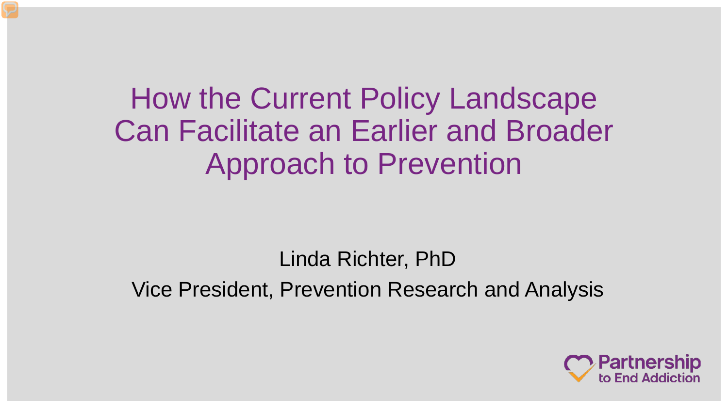# How the Current Policy Landscape Can Facilitate an Earlier and Broader Approach to Prevention

Linda Richter, PhD

Vice President, Prevention Research and Analysis

Partnership to End Addiction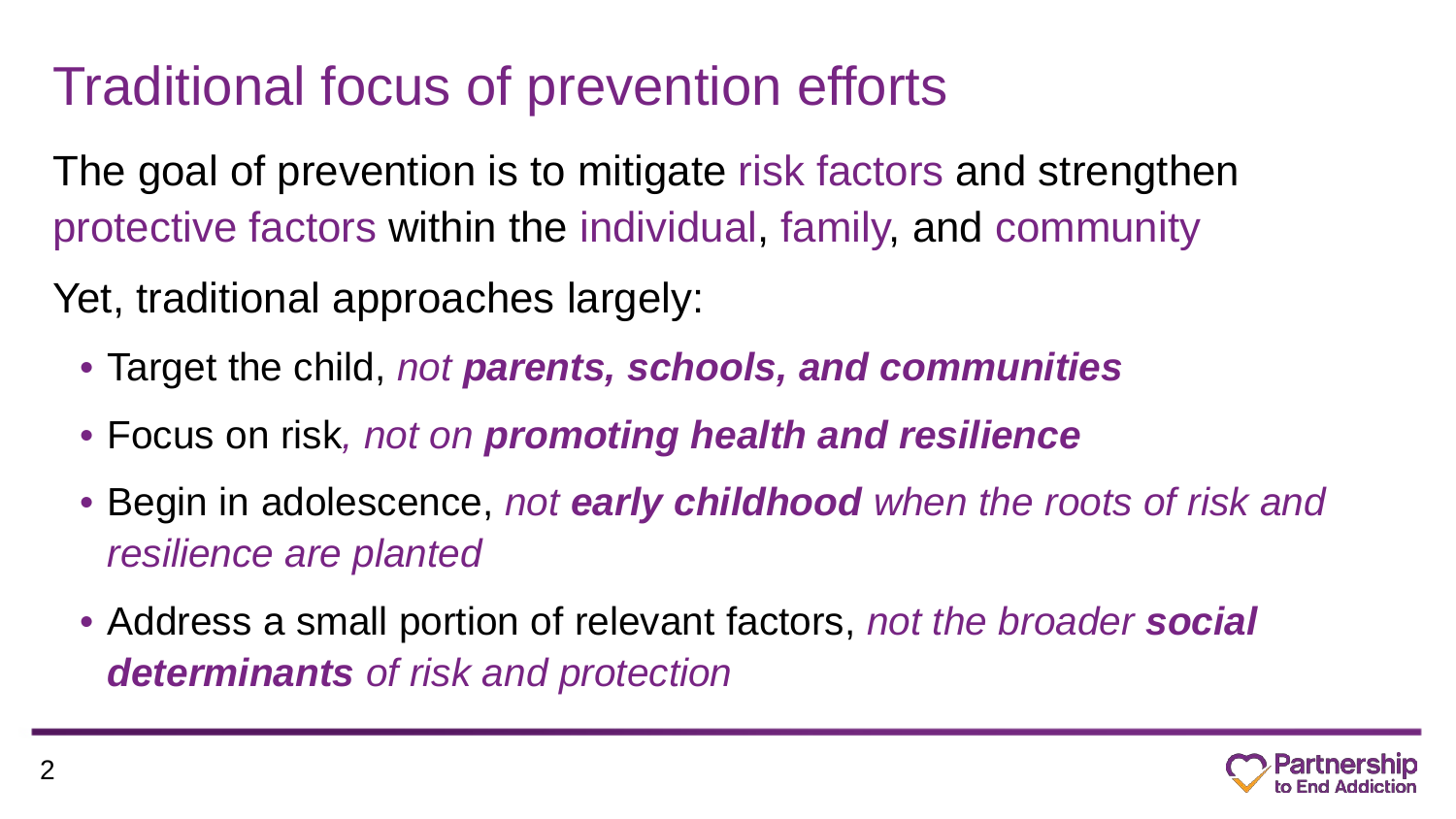# Traditional focus of prevention efforts

The goal of prevention is to mitigate risk factors and strengthen protective factors within the individual, family, and community

Yet, traditional approaches largely:

- Target the child, *not* ***parents, schools, and communities***
- Focus on risk*, not on* ***promoting health and resilience***
- Begin in adolescence, *not* ***early childhood*** *when the roots of risk and resilience are planted*
- Address a small portion of relevant factors, *not the broader* ***social determinants*** *of risk and protection*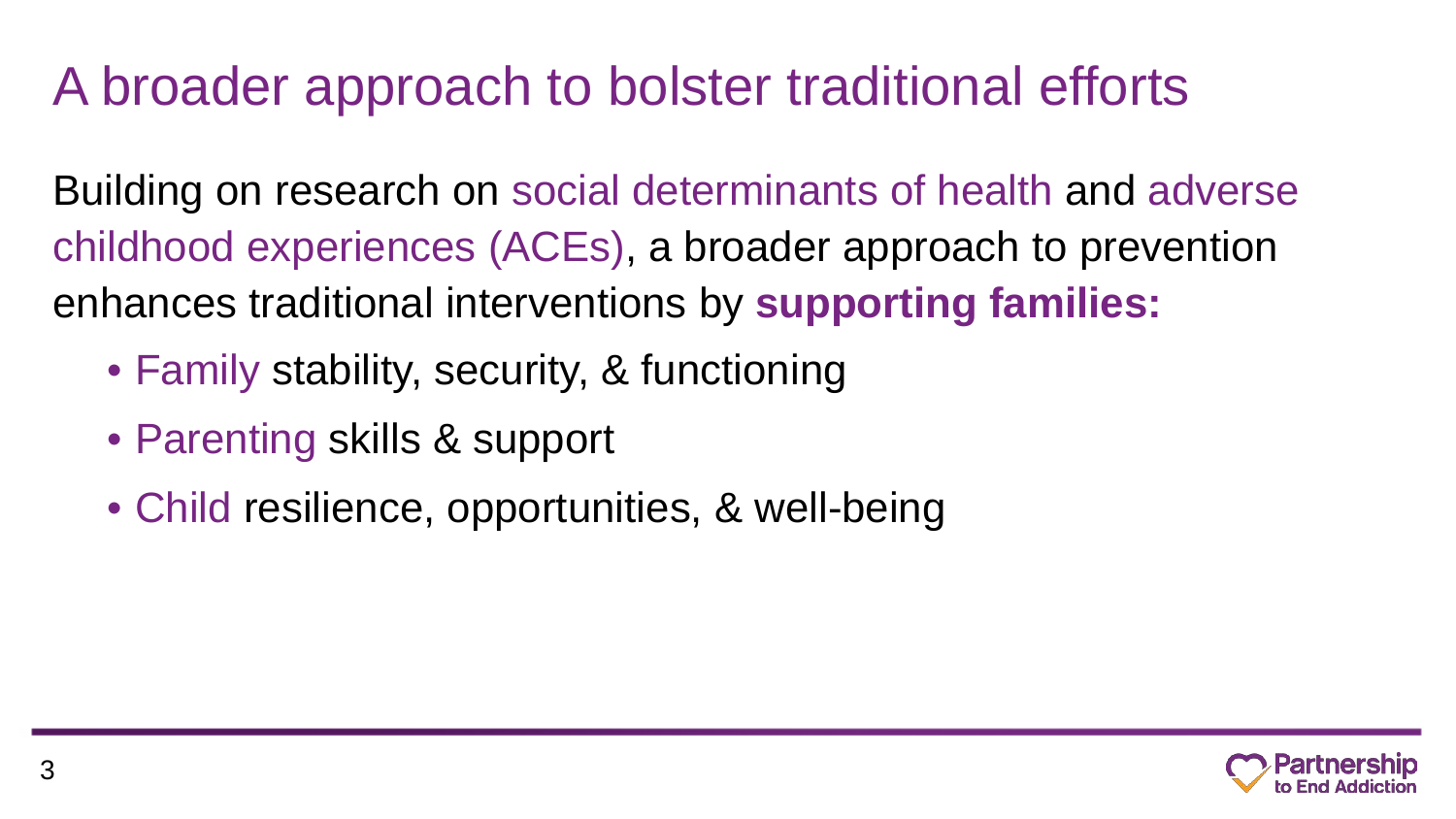# A broader approach to bolster traditional efforts

Building on research on social determinants of health and adverse childhood experiences (ACEs), a broader approach to prevention enhances traditional interventions by **supporting families:**

- Family stability, security, & functioning
- Parenting skills & support
- Child resilience, opportunities, & well-being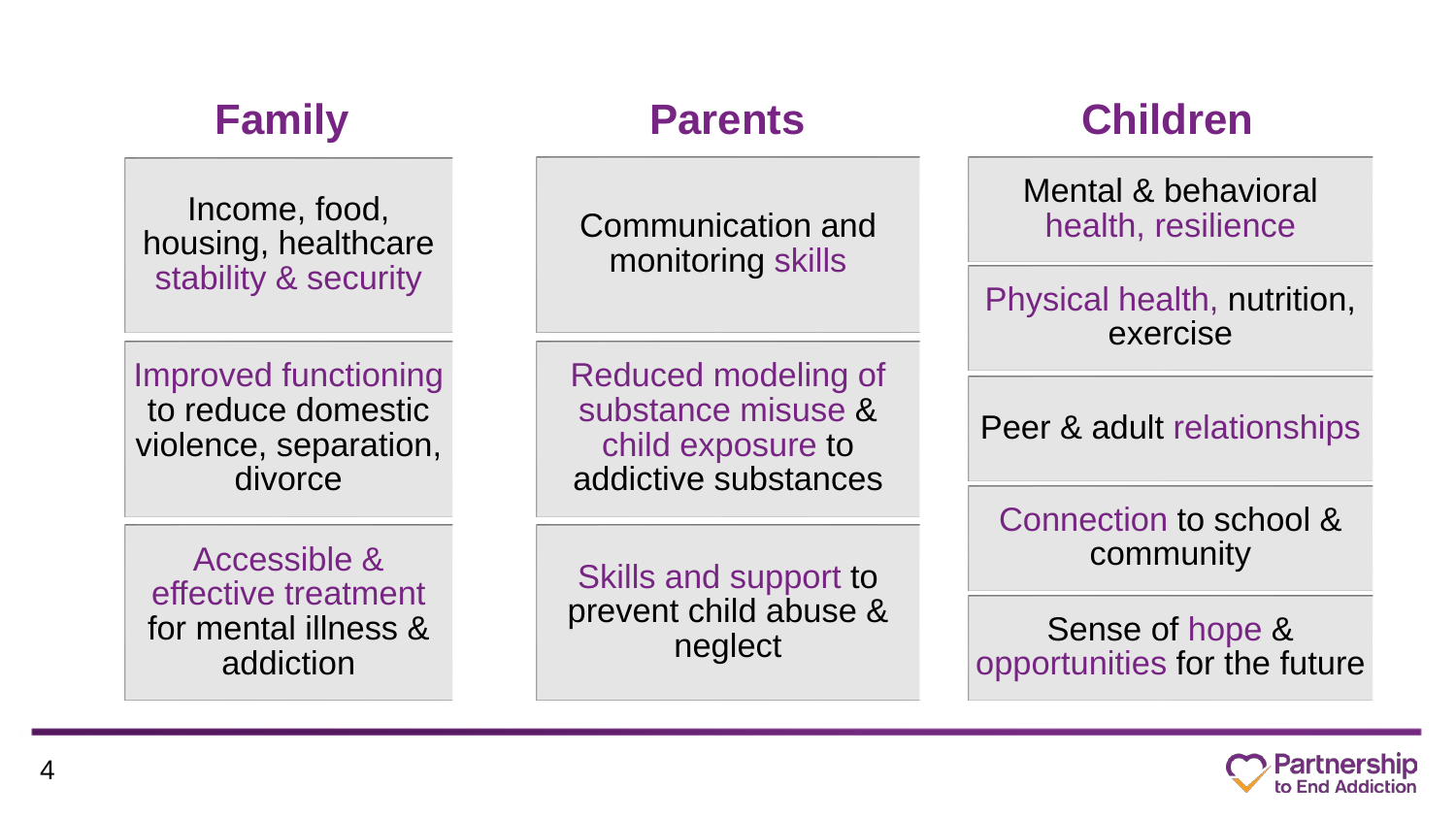| Family | Parents | Children |
|---|---|---|
| Income, food, housing, healthcare stability & security | Communication and monitoring skills | Mental & behavioral health, resilience |
| | | Physical health, nutrition, exercise |
| Improved functioning to reduce domestic violence, separation, divorce | Reduced modeling of substance misuse & child exposure to addictive substances | Peer & adult relationships |
| | | Connection to school & community |
| Accessible & effective treatment for mental illness & addiction | Skills and support to prevent child abuse & neglect | Sense of hope & opportunities for the future |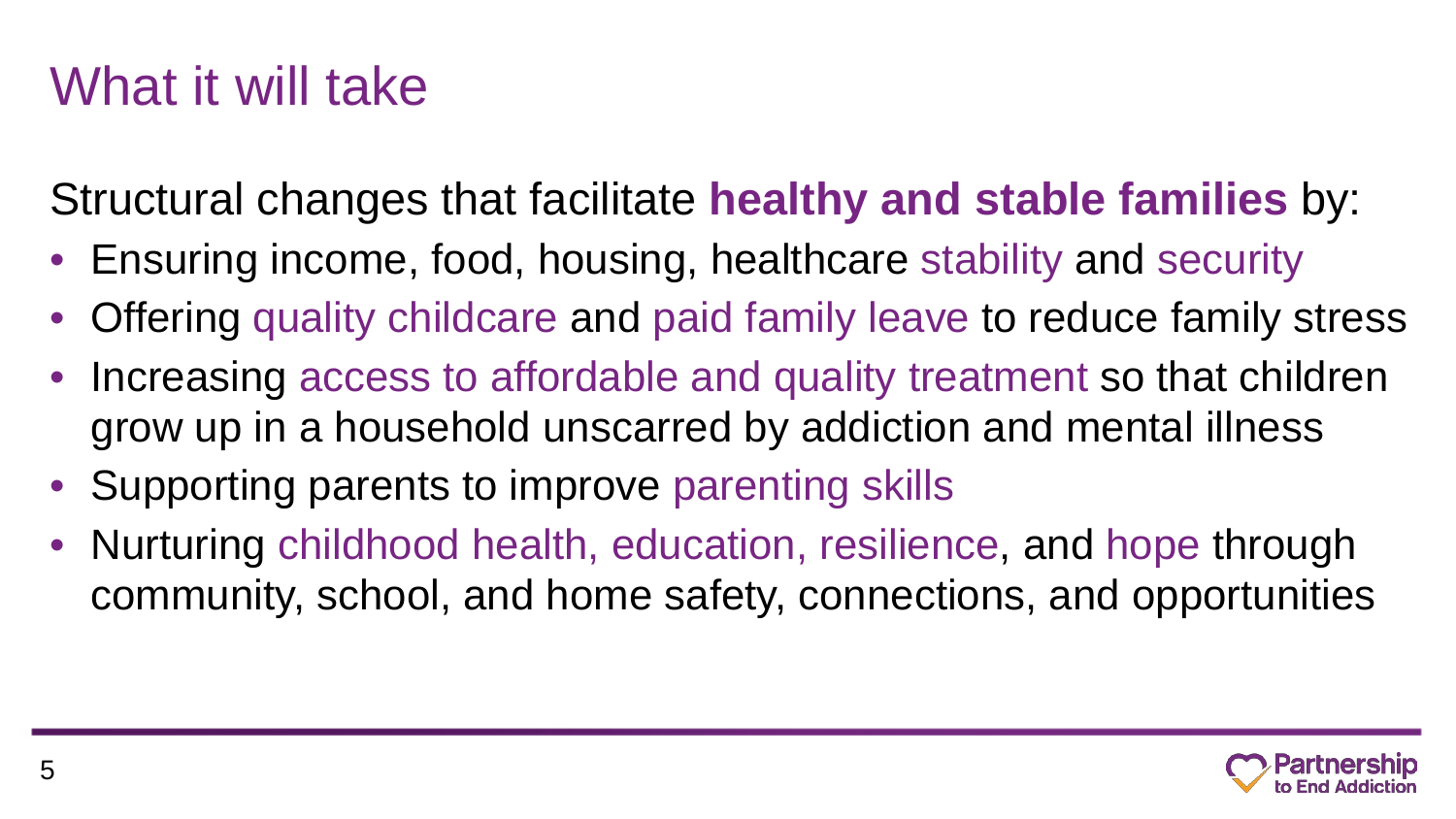# What it will take

Structural changes that facilitate **healthy and stable families** by:

- Ensuring income, food, housing, healthcare stability and security
- Offering quality childcare and paid family leave to reduce family stress
- Increasing access to affordable and quality treatment so that children grow up in a household unscarred by addiction and mental illness
- Supporting parents to improve parenting skills
- Nurturing childhood health, education, resilience, and hope through community, school, and home safety, connections, and opportunities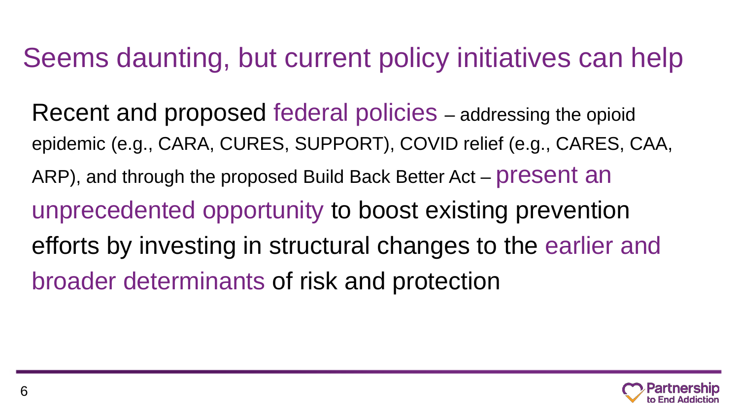# Seems daunting, but current policy initiatives can help

Recent and proposed federal policies – addressing the opioid epidemic (e.g., CARA, CURES, SUPPORT), COVID relief (e.g., CARES, CAA, ARP), and through the proposed Build Back Better Act – present an unprecedented opportunity to boost existing prevention efforts by investing in structural changes to the earlier and broader determinants of risk and protection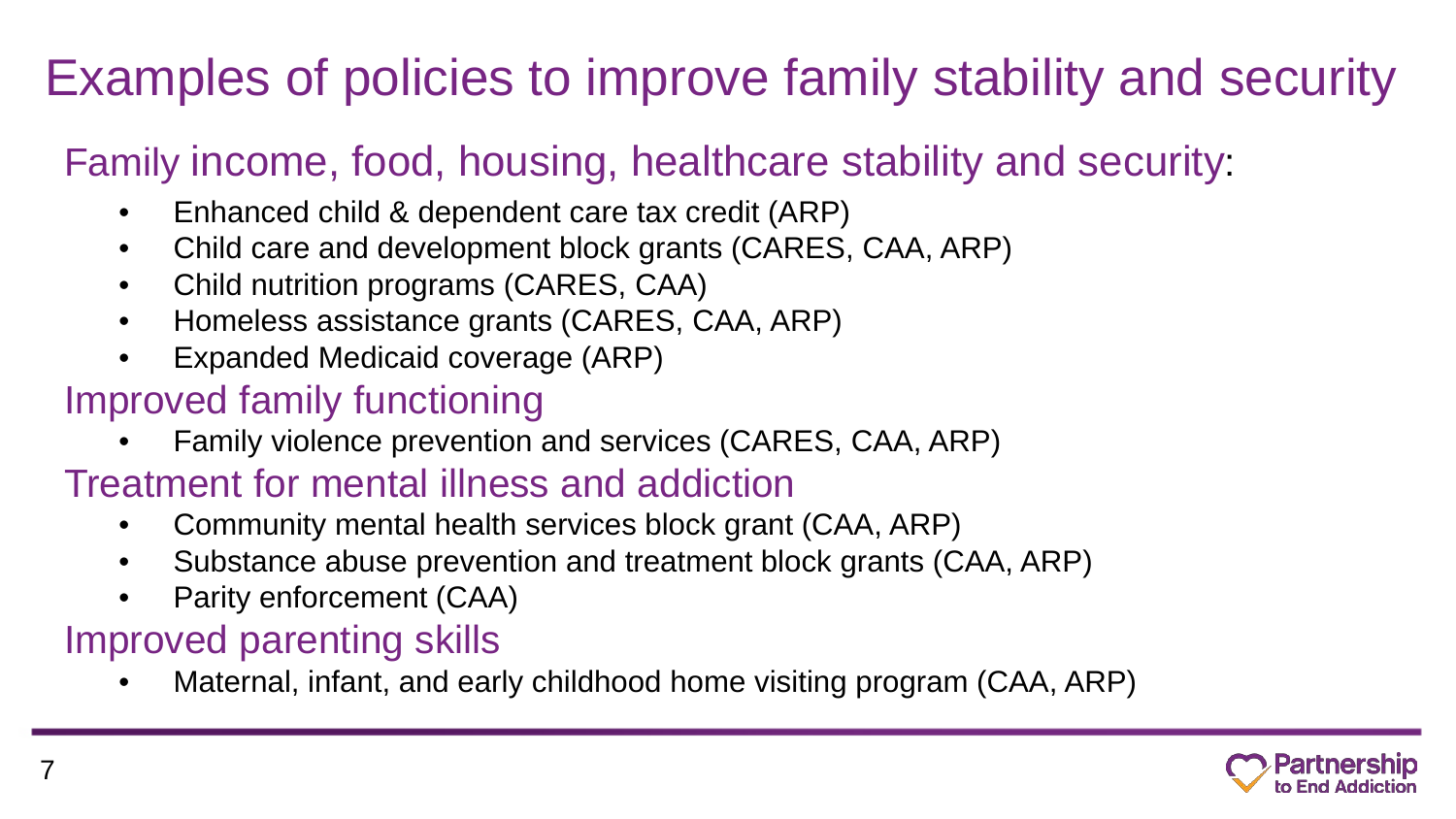# Examples of policies to improve family stability and security

## Family income, food, housing, healthcare stability and security:

- Enhanced child & dependent care tax credit (ARP)
- Child care and development block grants (CARES, CAA, ARP)
- Child nutrition programs (CARES, CAA)
- Homeless assistance grants (CARES, CAA, ARP)
- Expanded Medicaid coverage (ARP)

## Improved family functioning

- Family violence prevention and services (CARES, CAA, ARP)

## Treatment for mental illness and addiction

- Community mental health services block grant (CAA, ARP)
- Substance abuse prevention and treatment block grants (CAA, ARP)
- Parity enforcement (CAA)

## Improved parenting skills

- Maternal, infant, and early childhood home visiting program (CAA, ARP)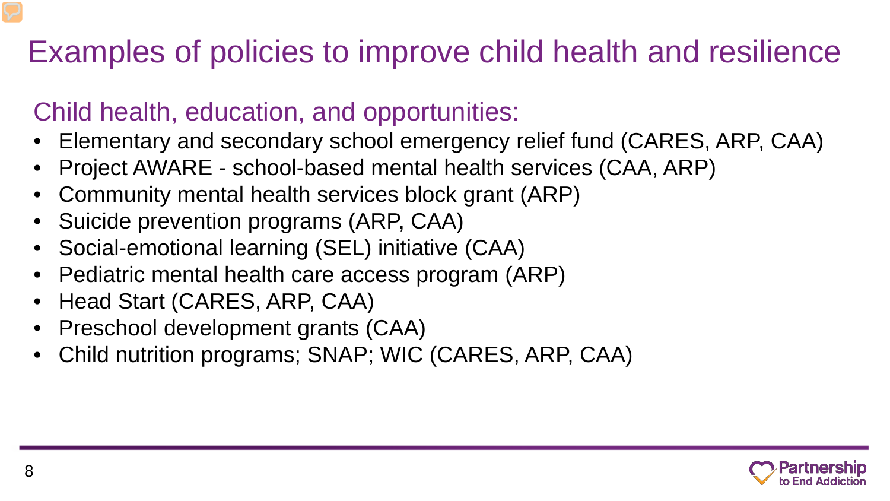# Examples of policies to improve child health and resilience

## Child health, education, and opportunities:

- Elementary and secondary school emergency relief fund (CARES, ARP, CAA)
- Project AWARE - school-based mental health services (CAA, ARP)
- Community mental health services block grant (ARP)
- Suicide prevention programs (ARP, CAA)
- Social-emotional learning (SEL) initiative (CAA)
- Pediatric mental health care access program (ARP)
- Head Start (CARES, ARP, CAA)
- Preschool development grants (CAA)
- Child nutrition programs; SNAP; WIC (CARES, ARP, CAA)

Partnership to End Addiction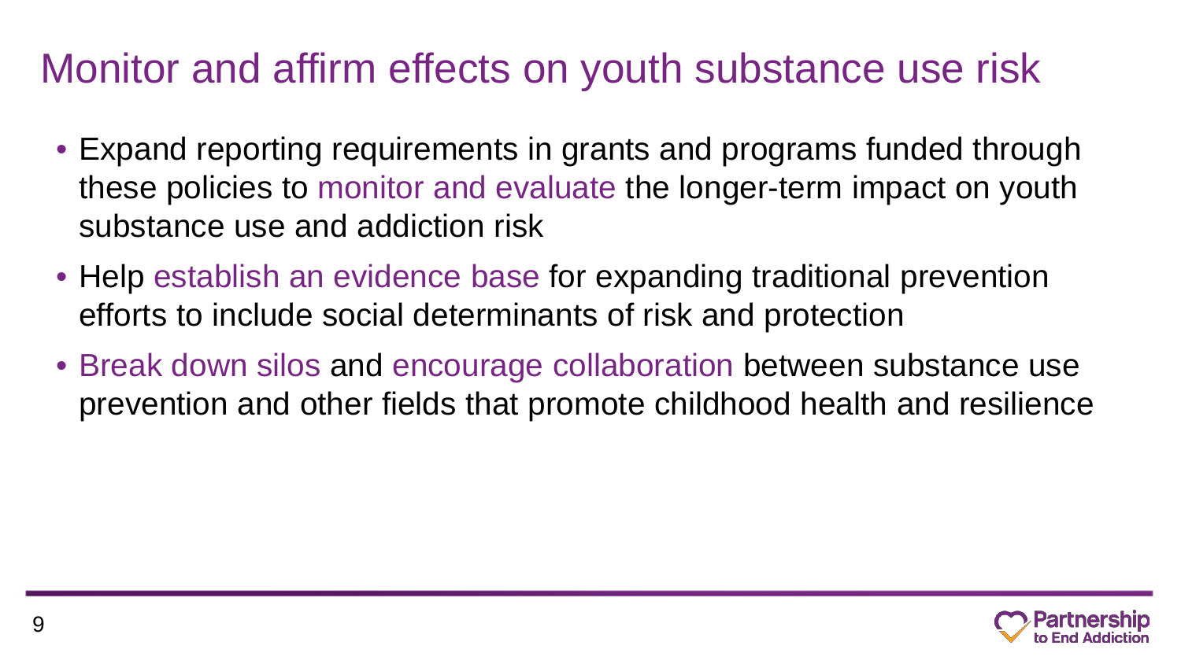# Monitor and affirm effects on youth substance use risk

- Expand reporting requirements in grants and programs funded through these policies to monitor and evaluate the longer-term impact on youth substance use and addiction risk
- Help establish an evidence base for expanding traditional prevention efforts to include social determinants of risk and protection
- Break down silos and encourage collaboration between substance use prevention and other fields that promote childhood health and resilience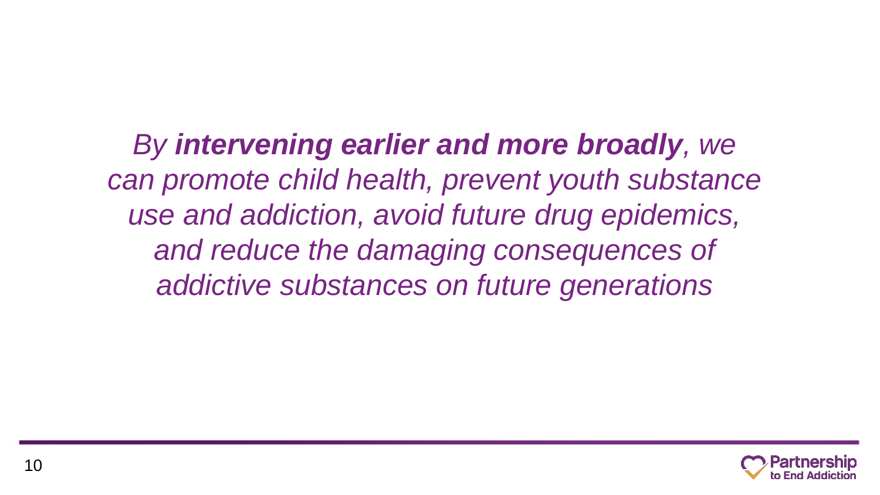*By **intervening earlier and more broadly**, we can promote child health, prevent youth substance use and addiction, avoid future drug epidemics, and reduce the damaging consequences of addictive substances on future generations*